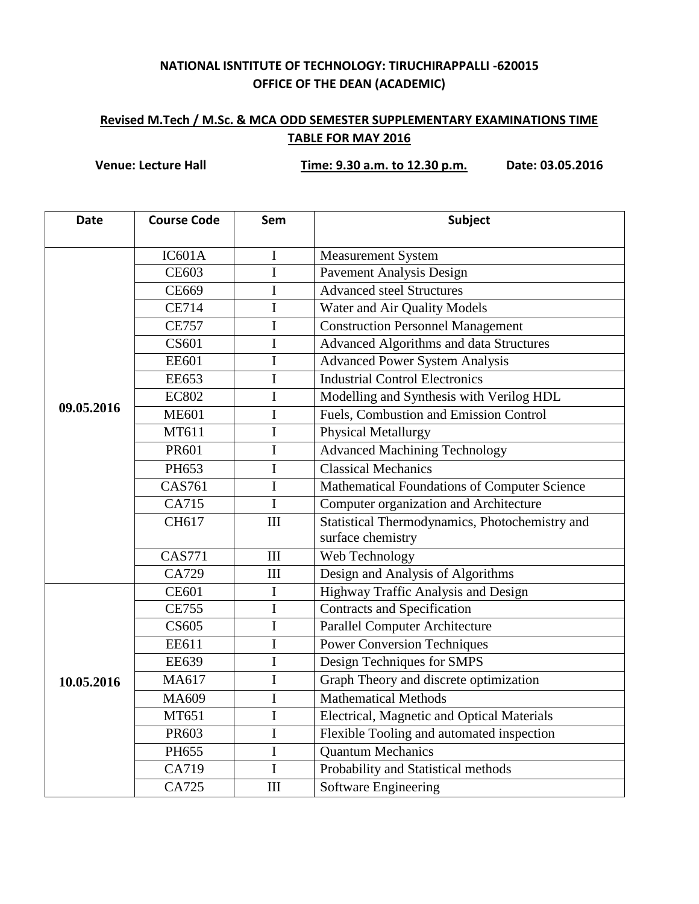**NATIONAL ISNTITUTE OF TECHNOLOGY: TIRUCHIRAPPALLI -620015**
**OFFICE OF THE DEAN (ACADEMIC)**

**Revised M.Tech / M.Sc. & MCA ODD SEMESTER SUPPLEMENTARY EXAMINATIONS TIME TABLE FOR MAY 2016**

**Venue: Lecture Hall** **Time: 9.30 a.m. to 12.30 p.m.** **Date: 03.05.2016**

| Date | Course Code | Sem | Subject |
|---|---|---|---|
| **09.05.2016** | IC601A | I | Measurement System |
| | CE603 | I | Pavement Analysis Design |
| | CE669 | I | Advanced steel Structures |
| | CE714 | I | Water and Air Quality Models |
| | CE757 | I | Construction Personnel Management |
| | CS601 | I | Advanced Algorithms and data Structures |
| | EE601 | I | Advanced Power System Analysis |
| | EE653 | I | Industrial Control Electronics |
| | EC802 | I | Modelling and Synthesis with Verilog HDL |
| | ME601 | I | Fuels, Combustion and Emission Control |
| | MT611 | I | Physical Metallurgy |
| | PR601 | I | Advanced Machining Technology |
| | PH653 | I | Classical Mechanics |
| | CAS761 | I | Mathematical Foundations of Computer Science |
| | CA715 | I | Computer organization and Architecture |
| | CH617 | III | Statistical Thermodynamics, Photochemistry and surface chemistry |
| | CAS771 | III | Web Technology |
| | CA729 | III | Design and Analysis of Algorithms |
| **10.05.2016** | CE601 | I | Highway Traffic Analysis and Design |
| | CE755 | I | Contracts and Specification |
| | CS605 | I | Parallel Computer Architecture |
| | EE611 | I | Power Conversion Techniques |
| | EE639 | I | Design Techniques for SMPS |
| | MA617 | I | Graph Theory and discrete optimization |
| | MA609 | I | Mathematical Methods |
| | MT651 | I | Electrical, Magnetic and Optical Materials |
| | PR603 | I | Flexible Tooling and automated inspection |
| | PH655 | I | Quantum Mechanics |
| | CA719 | I | Probability and Statistical methods |
| | CA725 | III | Software Engineering |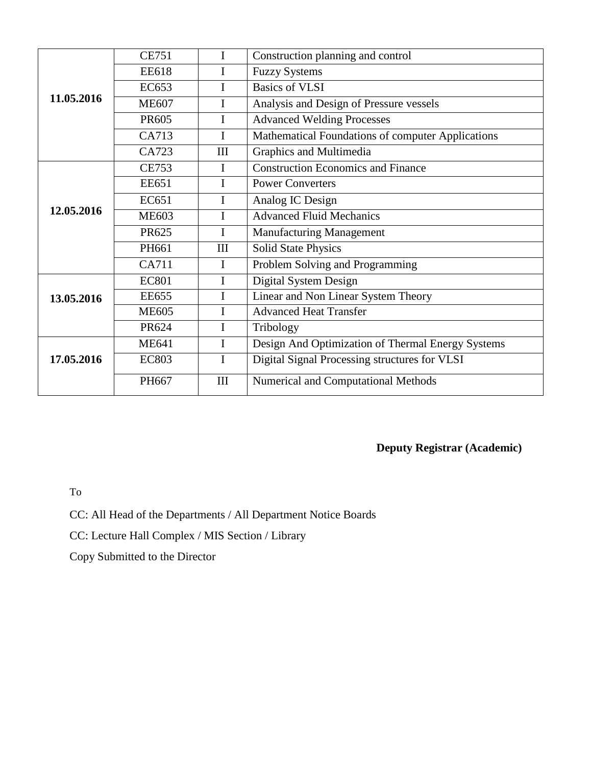| | | | |
|---|---|---|---|
| **11.05.2016** | CE751 | I | Construction planning and control |
| | EE618 | I | Fuzzy Systems |
| | EC653 | I | Basics of VLSI |
| | ME607 | I | Analysis and Design of Pressure vessels |
| | PR605 | I | Advanced Welding Processes |
| | CA713 | I | Mathematical Foundations of computer Applications |
| | CA723 | III | Graphics and Multimedia |
| **12.05.2016** | CE753 | I | Construction Economics and Finance |
| | EE651 | I | Power Converters |
| | EC651 | I | Analog IC Design |
| | ME603 | I | Advanced Fluid Mechanics |
| | PR625 | I | Manufacturing Management |
| | PH661 | III | Solid State Physics |
| | CA711 | I | Problem Solving and Programming |
| **13.05.2016** | EC801 | I | Digital System Design |
| | EE655 | I | Linear and Non Linear System Theory |
| | ME605 | I | Advanced Heat Transfer |
| | PR624 | I | Tribology |
| **17.05.2016** | ME641 | I | Design And Optimization of Thermal Energy Systems |
| | EC803 | I | Digital Signal Processing structures for VLSI |
| | PH667 | III | Numerical and Computational Methods |

**Deputy Registrar (Academic)**

To

CC: All Head of the Departments / All Department Notice Boards

CC: Lecture Hall Complex / MIS Section / Library

Copy Submitted to the Director